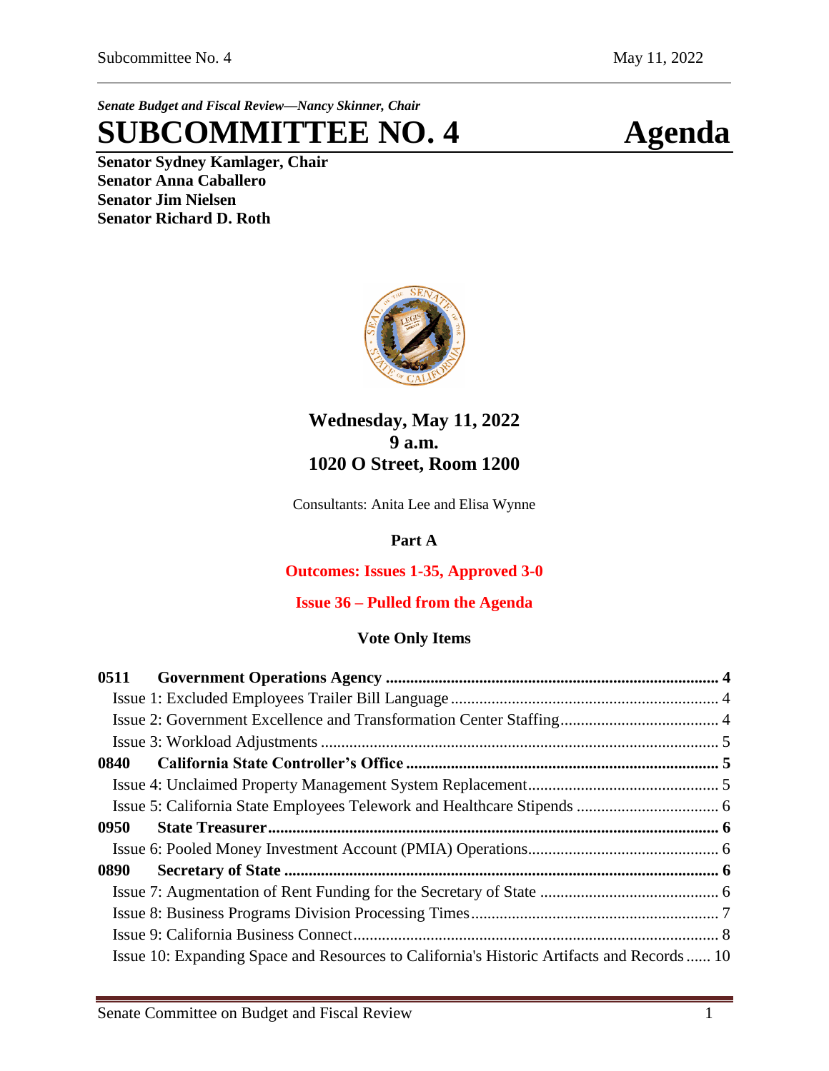*Senate Budget and Fiscal Review—Nancy Skinner, Chair*

# SUBCOMMITTEE NO. 4 Agenda

**Senator Sydney Kamlager, Chair**
**Senator Anna Caballero**
**Senator Jim Nielsen**
**Senator Richard D. Roth**

**Wednesday, May 11, 2022**
**9 a.m.**
**1020 O Street, Room 1200**

Consultants: Anita Lee and Elisa Wynne

**Part A**

**Outcomes: Issues 1-35, Approved 3-0**

**Issue 36 – Pulled from the Agenda**

**Vote Only Items**

**0511 Government Operations Agency ........ 4**
- Issue 1: Excluded Employees Trailer Bill Language ........ 4
- Issue 2: Government Excellence and Transformation Center Staffing ........ 4
- Issue 3: Workload Adjustments ........ 5

**0840 California State Controller's Office ........ 5**
- Issue 4: Unclaimed Property Management System Replacement ........ 5
- Issue 5: California State Employees Telework and Healthcare Stipends ........ 6

**0950 State Treasurer ........ 6**
- Issue 6: Pooled Money Investment Account (PMIA) Operations ........ 6

**0890 Secretary of State ........ 6**
- Issue 7: Augmentation of Rent Funding for the Secretary of State ........ 6
- Issue 8: Business Programs Division Processing Times ........ 7
- Issue 9: California Business Connect ........ 8
- Issue 10: Expanding Space and Resources to California's Historic Artifacts and Records ........ 10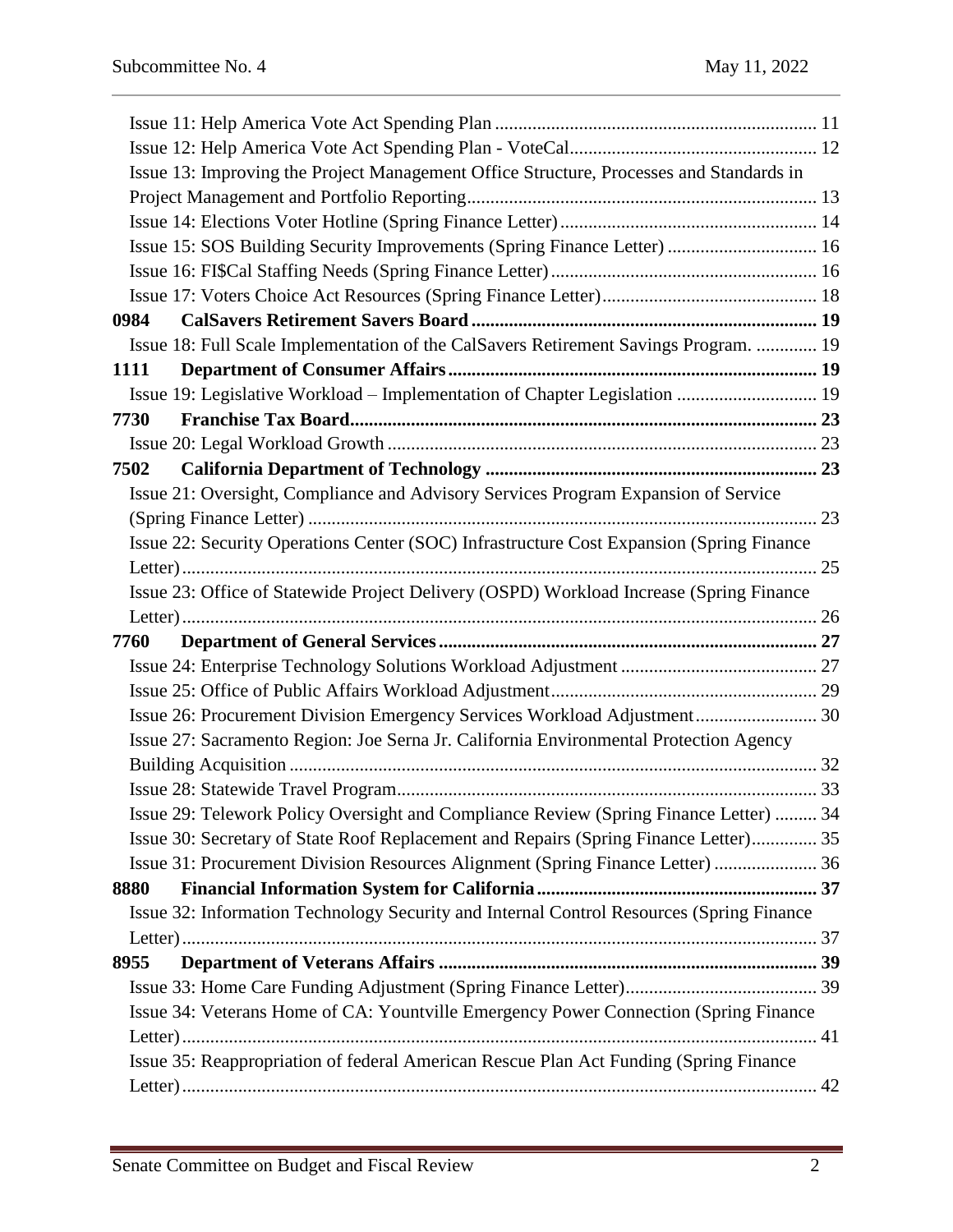Issue 11: Help America Vote Act Spending Plan ..... 11
Issue 12: Help America Vote Act Spending Plan - VoteCal ..... 12
Issue 13: Improving the Project Management Office Structure, Processes and Standards in Project Management and Portfolio Reporting ..... 13
Issue 14: Elections Voter Hotline (Spring Finance Letter) ..... 14
Issue 15: SOS Building Security Improvements (Spring Finance Letter) ..... 16
Issue 16: FI$Cal Staffing Needs (Spring Finance Letter) ..... 16
Issue 17: Voters Choice Act Resources (Spring Finance Letter) ..... 18

**0984 CalSavers Retirement Savers Board ..... 19**

Issue 18: Full Scale Implementation of the CalSavers Retirement Savings Program. ..... 19

**1111 Department of Consumer Affairs ..... 19**

Issue 19: Legislative Workload – Implementation of Chapter Legislation ..... 19

**7730 Franchise Tax Board ..... 23**

Issue 20: Legal Workload Growth ..... 23

**7502 California Department of Technology ..... 23**

Issue 21: Oversight, Compliance and Advisory Services Program Expansion of Service (Spring Finance Letter) ..... 23
Issue 22: Security Operations Center (SOC) Infrastructure Cost Expansion (Spring Finance Letter) ..... 25
Issue 23: Office of Statewide Project Delivery (OSPD) Workload Increase (Spring Finance Letter) ..... 26

**7760 Department of General Services ..... 27**

Issue 24: Enterprise Technology Solutions Workload Adjustment ..... 27
Issue 25: Office of Public Affairs Workload Adjustment ..... 29
Issue 26: Procurement Division Emergency Services Workload Adjustment ..... 30
Issue 27: Sacramento Region: Joe Serna Jr. California Environmental Protection Agency Building Acquisition ..... 32
Issue 28: Statewide Travel Program ..... 33
Issue 29: Telework Policy Oversight and Compliance Review (Spring Finance Letter) ..... 34
Issue 30: Secretary of State Roof Replacement and Repairs (Spring Finance Letter) ..... 35
Issue 31: Procurement Division Resources Alignment (Spring Finance Letter) ..... 36

**8880 Financial Information System for California ..... 37**

Issue 32: Information Technology Security and Internal Control Resources (Spring Finance Letter) ..... 37

**8955 Department of Veterans Affairs ..... 39**

Issue 33: Home Care Funding Adjustment (Spring Finance Letter) ..... 39
Issue 34: Veterans Home of CA: Yountville Emergency Power Connection (Spring Finance Letter) ..... 41
Issue 35: Reappropriation of federal American Rescue Plan Act Funding (Spring Finance Letter) ..... 42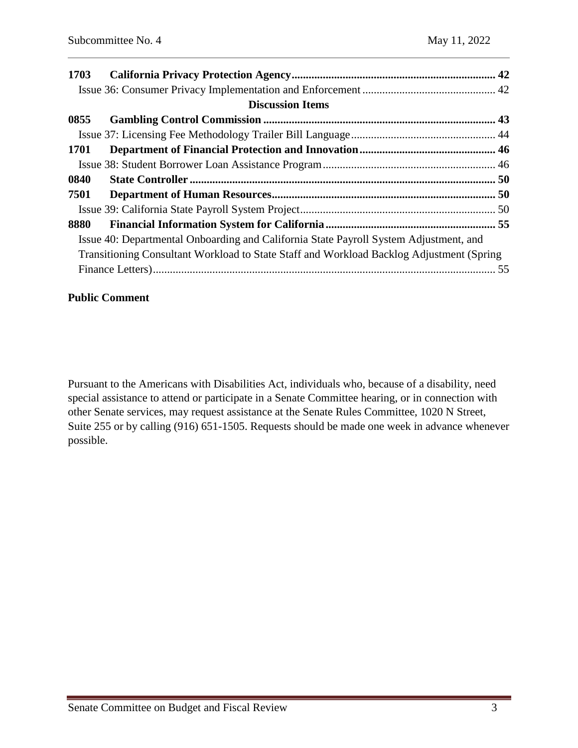| | | |
|---|---|---|
| **1703** | **California Privacy Protection Agency** | **42** |
| | Issue 36: Consumer Privacy Implementation and Enforcement | 42 |
| | **Discussion Items** | |
| **0855** | **Gambling Control Commission** | **43** |
| | Issue 37: Licensing Fee Methodology Trailer Bill Language | 44 |
| **1701** | **Department of Financial Protection and Innovation** | **46** |
| | Issue 38: Student Borrower Loan Assistance Program | 46 |
| **0840** | **State Controller** | **50** |
| **7501** | **Department of Human Resources** | **50** |
| | Issue 39: California State Payroll System Project | 50 |
| **8880** | **Financial Information System for California** | **55** |
| | Issue 40: Departmental Onboarding and California State Payroll System Adjustment, and Transitioning Consultant Workload to State Staff and Workload Backlog Adjustment (Spring Finance Letters) | 55 |

**Public Comment**

Pursuant to the Americans with Disabilities Act, individuals who, because of a disability, need special assistance to attend or participate in a Senate Committee hearing, or in connection with other Senate services, may request assistance at the Senate Rules Committee, 1020 N Street, Suite 255 or by calling (916) 651-1505. Requests should be made one week in advance whenever possible.